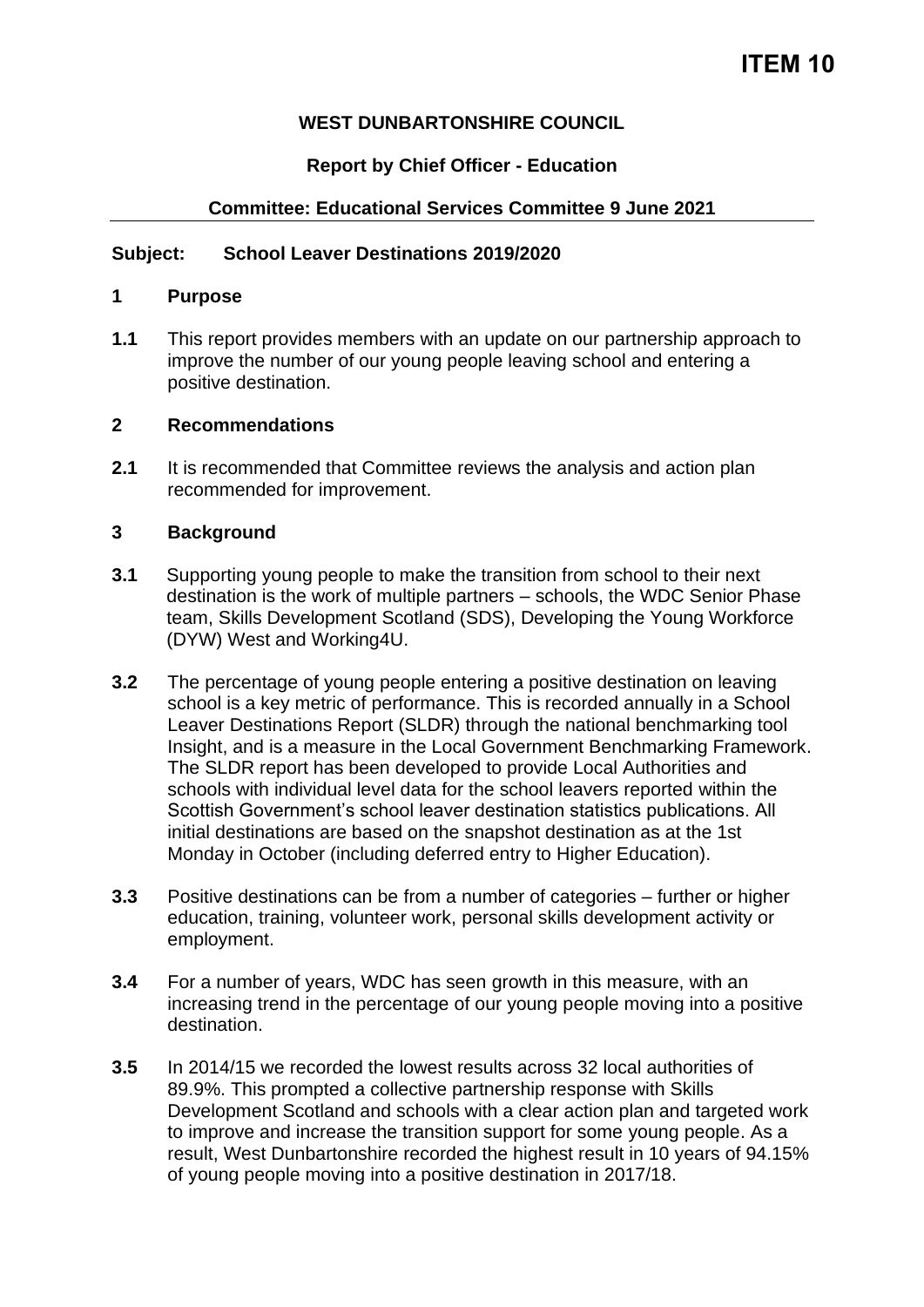# ITEM 10

**WEST DUNBARTONSHIRE COUNCIL**

**Report by Chief Officer - Education**

**Committee: Educational Services Committee 9 June 2021**

---

**Subject: School Leaver Destinations 2019/2020**

## 1 Purpose

**1.1** This report provides members with an update on our partnership approach to improve the number of our young people leaving school and entering a positive destination.

## 2 Recommendations

**2.1** It is recommended that Committee reviews the analysis and action plan recommended for improvement.

## 3 Background

**3.1** Supporting young people to make the transition from school to their next destination is the work of multiple partners – schools, the WDC Senior Phase team, Skills Development Scotland (SDS), Developing the Young Workforce (DYW) West and Working4U.

**3.2** The percentage of young people entering a positive destination on leaving school is a key metric of performance. This is recorded annually in a School Leaver Destinations Report (SLDR) through the national benchmarking tool Insight, and is a measure in the Local Government Benchmarking Framework. The SLDR report has been developed to provide Local Authorities and schools with individual level data for the school leavers reported within the Scottish Government's school leaver destination statistics publications. All initial destinations are based on the snapshot destination as at the 1st Monday in October (including deferred entry to Higher Education).

**3.3** Positive destinations can be from a number of categories – further or higher education, training, volunteer work, personal skills development activity or employment.

**3.4** For a number of years, WDC has seen growth in this measure, with an increasing trend in the percentage of our young people moving into a positive destination.

**3.5** In 2014/15 we recorded the lowest results across 32 local authorities of 89.9%. This prompted a collective partnership response with Skills Development Scotland and schools with a clear action plan and targeted work to improve and increase the transition support for some young people. As a result, West Dunbartonshire recorded the highest result in 10 years of 94.15% of young people moving into a positive destination in 2017/18.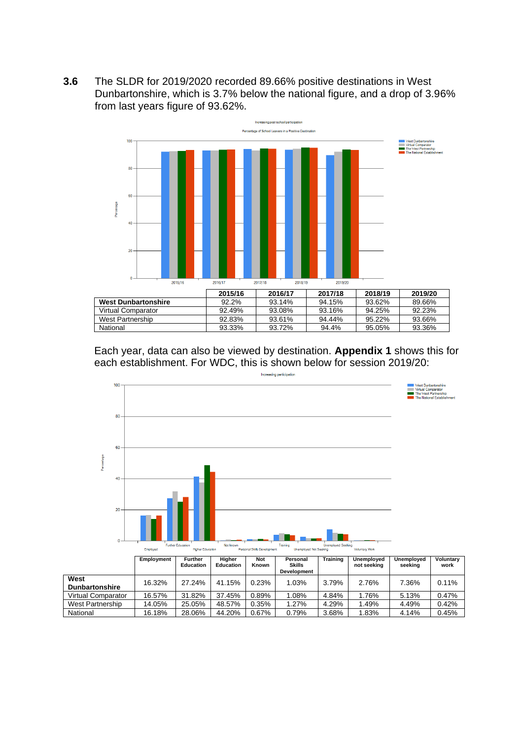**3.6** The SLDR for 2019/2020 recorded 89.66% positive destinations in West Dunbartonshire, which is 3.7% below the national figure, and a drop of 3.96% from last years figure of 93.62%.

| | 2015/16 | 2016/17 | 2017/18 | 2018/19 | 2019/20 |
|---|---|---|---|---|---|
| **West Dunbartonshire** | 92.2% | 93.14% | 94.15% | 93.62% | 89.66% |
| Virtual Comparator | 92.49% | 93.08% | 93.16% | 94.25% | 92.23% |
| West Partnership | 92.83% | 93.61% | 94.44% | 95.22% | 93.66% |
| National | 93.33% | 93.72% | 94.4% | 95.05% | 93.36% |

Each year, data can also be viewed by destination. **Appendix 1** shows this for each establishment. For WDC, this is shown below for session 2019/20:

| | Employment | Further Education | Higher Education | Not Known | Personal Skills Development | Training | Unemployed not seeking | Unemployed seeking | Voluntary work |
|---|---|---|---|---|---|---|---|---|---|
| **West Dunbartonshire** | 16.32% | 27.24% | 41.15% | 0.23% | 1.03% | 3.79% | 2.76% | 7.36% | 0.11% |
| Virtual Comparator | 16.57% | 31.82% | 37.45% | 0.89% | 1.08% | 4.84% | 1.76% | 5.13% | 0.47% |
| West Partnership | 14.05% | 25.05% | 48.57% | 0.35% | 1.27% | 4.29% | 1.49% | 4.49% | 0.42% |
| National | 16.18% | 28.06% | 44.20% | 0.67% | 0.79% | 3.68% | 1.83% | 4.14% | 0.45% |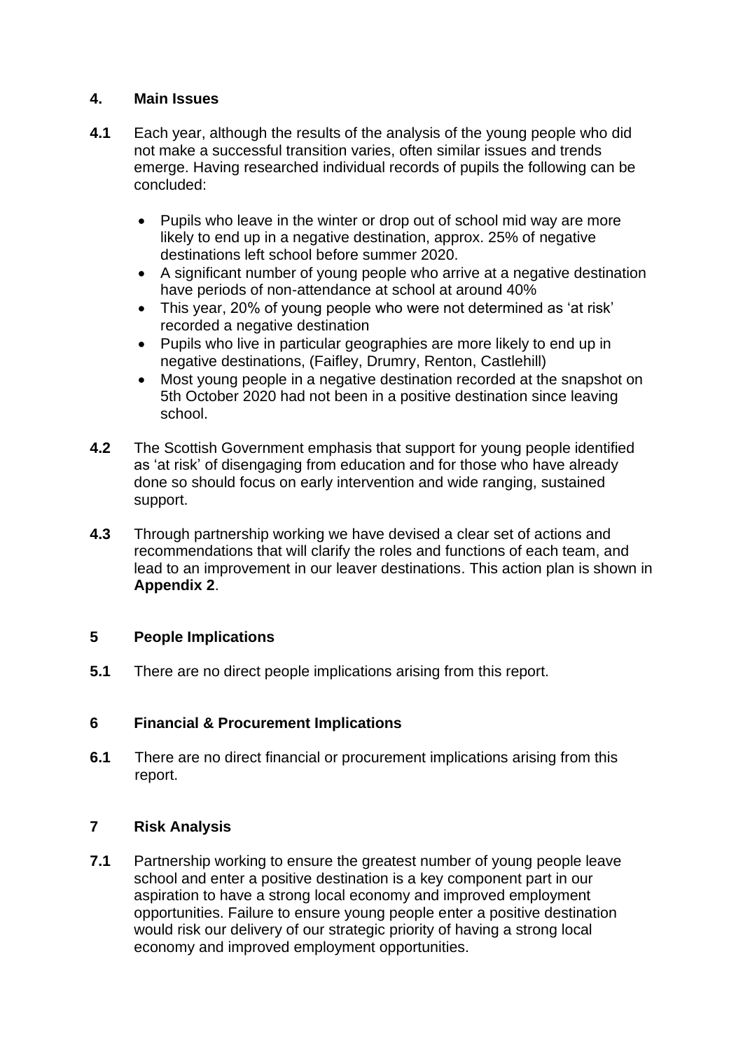## 4. Main Issues

**4.1** Each year, although the results of the analysis of the young people who did not make a successful transition varies, often similar issues and trends emerge. Having researched individual records of pupils the following can be concluded:

- Pupils who leave in the winter or drop out of school mid way are more likely to end up in a negative destination, approx. 25% of negative destinations left school before summer 2020.
- A significant number of young people who arrive at a negative destination have periods of non-attendance at school at around 40%
- This year, 20% of young people who were not determined as 'at risk' recorded a negative destination
- Pupils who live in particular geographies are more likely to end up in negative destinations, (Faifley, Drumry, Renton, Castlehill)
- Most young people in a negative destination recorded at the snapshot on 5th October 2020 had not been in a positive destination since leaving school.

**4.2** The Scottish Government emphasis that support for young people identified as 'at risk' of disengaging from education and for those who have already done so should focus on early intervention and wide ranging, sustained support.

**4.3** Through partnership working we have devised a clear set of actions and recommendations that will clarify the roles and functions of each team, and lead to an improvement in our leaver destinations. This action plan is shown in **Appendix 2**.

## 5 People Implications

**5.1** There are no direct people implications arising from this report.

## 6 Financial & Procurement Implications

**6.1** There are no direct financial or procurement implications arising from this report.

## 7 Risk Analysis

**7.1** Partnership working to ensure the greatest number of young people leave school and enter a positive destination is a key component part in our aspiration to have a strong local economy and improved employment opportunities. Failure to ensure young people enter a positive destination would risk our delivery of our strategic priority of having a strong local economy and improved employment opportunities.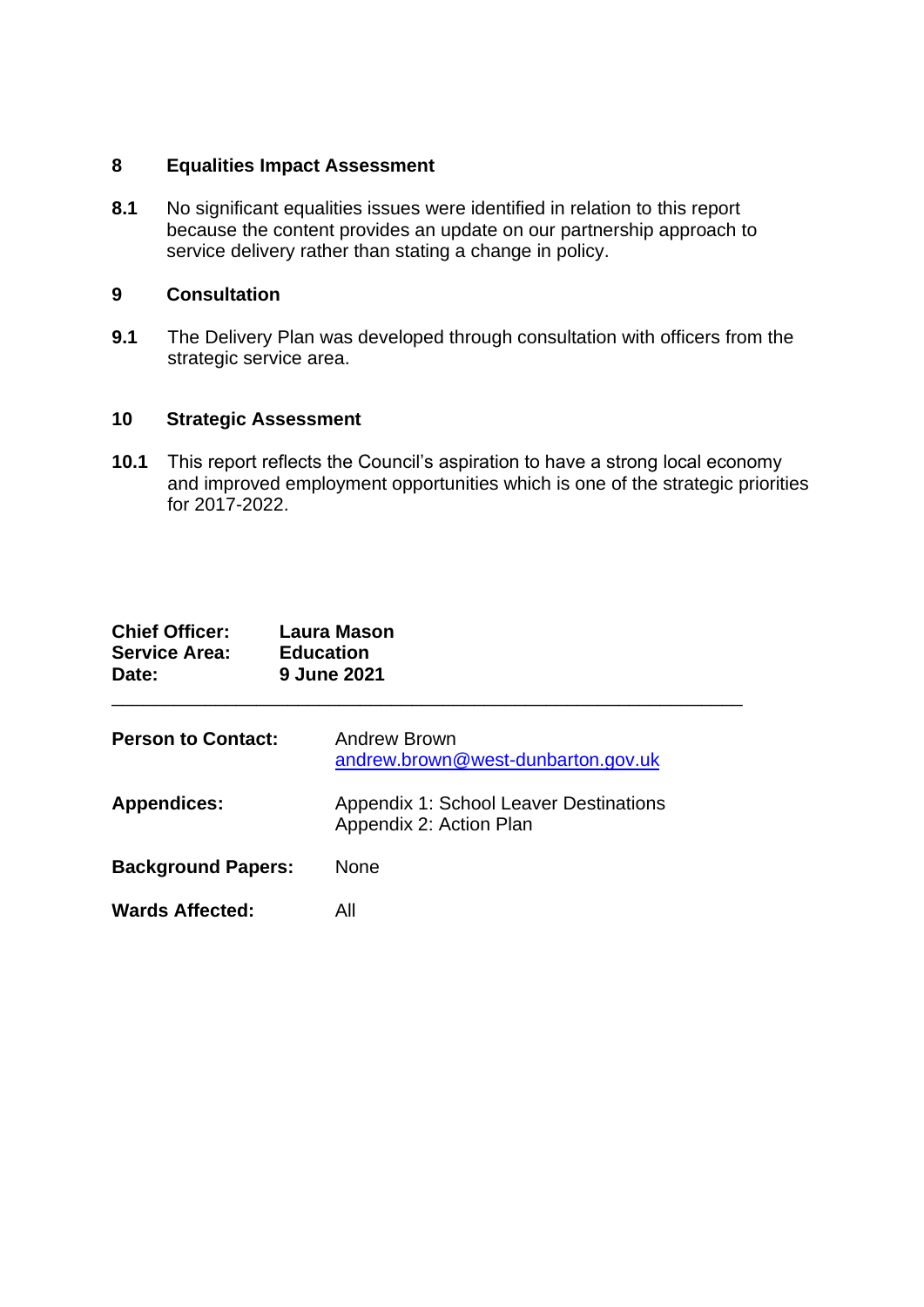## 8 Equalities Impact Assessment

**8.1** No significant equalities issues were identified in relation to this report because the content provides an update on our partnership approach to service delivery rather than stating a change in policy.

## 9 Consultation

**9.1** The Delivery Plan was developed through consultation with officers from the strategic service area.

## 10 Strategic Assessment

**10.1** This report reflects the Council's aspiration to have a strong local economy and improved employment opportunities which is one of the strategic priorities for 2017-2022.

**Chief Officer:** **Laura Mason**
**Service Area:** **Education**
**Date:** **9 June 2021**

---

**Person to Contact:** Andrew Brown
andrew.brown@west-dunbarton.gov.uk

**Appendices:** Appendix 1: School Leaver Destinations
Appendix 2: Action Plan

**Background Papers:** None

**Wards Affected:** All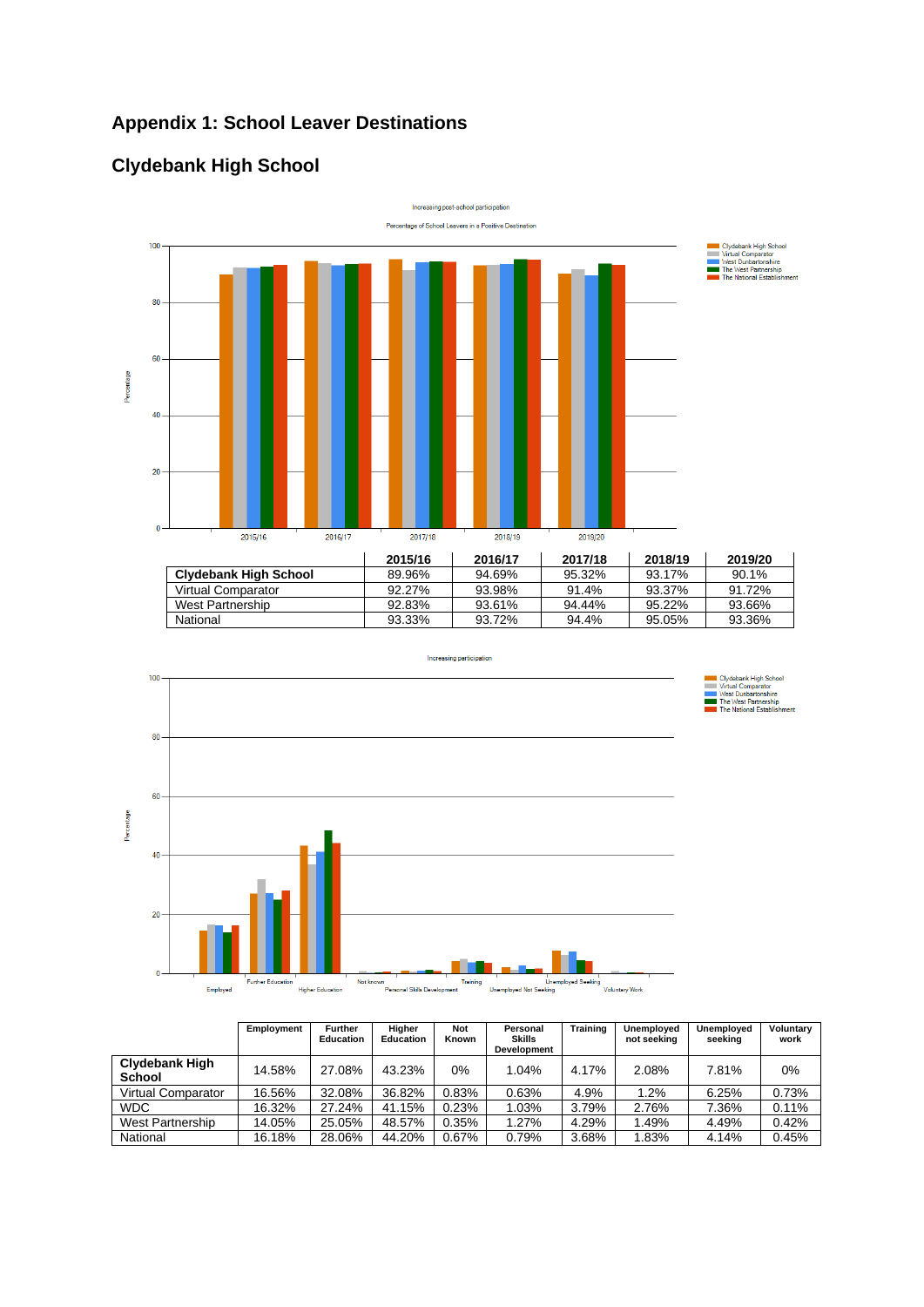# Appendix 1: School Leaver Destinations

## Clydebank High School

Increasing post-school participation

Percentage of School Leavers in a Positive Destination

| | 2015/16 | 2016/17 | 2017/18 | 2018/19 | 2019/20 |
|---|---|---|---|---|---|
| **Clydebank High School** | 89.96% | 94.69% | 95.32% | 93.17% | 90.1% |
| Virtual Comparator | 92.27% | 93.98% | 91.4% | 93.37% | 91.72% |
| West Partnership | 92.83% | 93.61% | 94.44% | 95.22% | 93.66% |
| National | 93.33% | 93.72% | 94.4% | 95.05% | 93.36% |

Increasing participation

| | Employment | Further Education | Higher Education | Not Known | Personal Skills Development | Training | Unemployed not seeking | Unemployed seeking | Voluntary work |
|---|---|---|---|---|---|---|---|---|---|
| **Clydebank High School** | 14.58% | 27.08% | 43.23% | 0% | 1.04% | 4.17% | 2.08% | 7.81% | 0% |
| Virtual Comparator | 16.56% | 32.08% | 36.82% | 0.83% | 0.63% | 4.9% | 1.2% | 6.25% | 0.73% |
| WDC | 16.32% | 27.24% | 41.15% | 0.23% | 1.03% | 3.79% | 2.76% | 7.36% | 0.11% |
| West Partnership | 14.05% | 25.05% | 48.57% | 0.35% | 1.27% | 4.29% | 1.49% | 4.49% | 0.42% |
| National | 16.18% | 28.06% | 44.20% | 0.67% | 0.79% | 3.68% | 1.83% | 4.14% | 0.45% |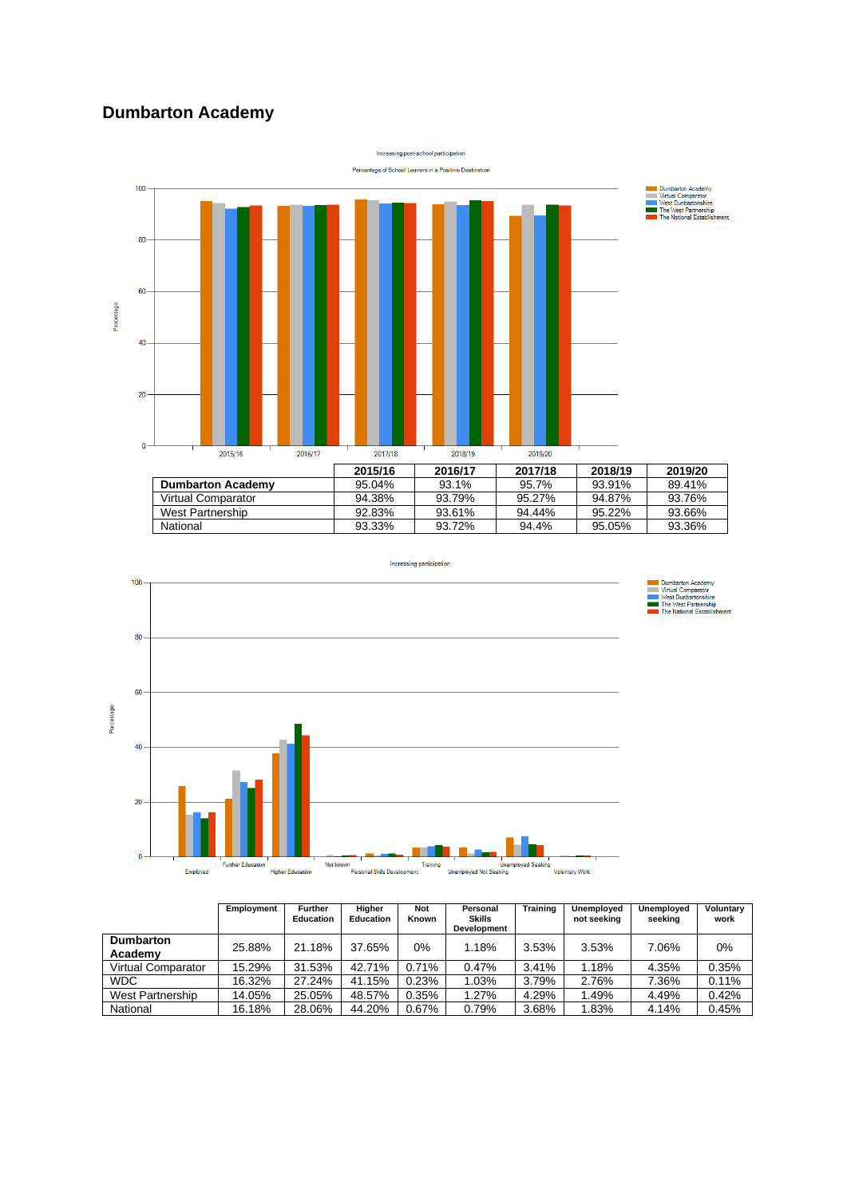## Dumbarton Academy

Increasing post-school participation

Percentage of School Leavers in a Positive Destination

| | 2015/16 | 2016/17 | 2017/18 | 2018/19 | 2019/20 |
|---|---|---|---|---|---|
| **Dumbarton Academy** | 95.04% | 93.1% | 95.7% | 93.91% | 89.41% |
| Virtual Comparator | 94.38% | 93.79% | 95.27% | 94.87% | 93.76% |
| West Partnership | 92.83% | 93.61% | 94.44% | 95.22% | 93.66% |
| National | 93.33% | 93.72% | 94.4% | 95.05% | 93.36% |

Increasing participation

| | Employment | Further Education | Higher Education | Not Known | Personal Skills Development | Training | Unemployed not seeking | Unemployed seeking | Voluntary work |
|---|---|---|---|---|---|---|---|---|---|
| **Dumbarton Academy** | 25.88% | 21.18% | 37.65% | 0% | 1.18% | 3.53% | 3.53% | 7.06% | 0% |
| Virtual Comparator | 15.29% | 31.53% | 42.71% | 0.71% | 0.47% | 3.41% | 1.18% | 4.35% | 0.35% |
| WDC | 16.32% | 27.24% | 41.15% | 0.23% | 1.03% | 3.79% | 2.76% | 7.36% | 0.11% |
| West Partnership | 14.05% | 25.05% | 48.57% | 0.35% | 1.27% | 4.29% | 1.49% | 4.49% | 0.42% |
| National | 16.18% | 28.06% | 44.20% | 0.67% | 0.79% | 3.68% | 1.83% | 4.14% | 0.45% |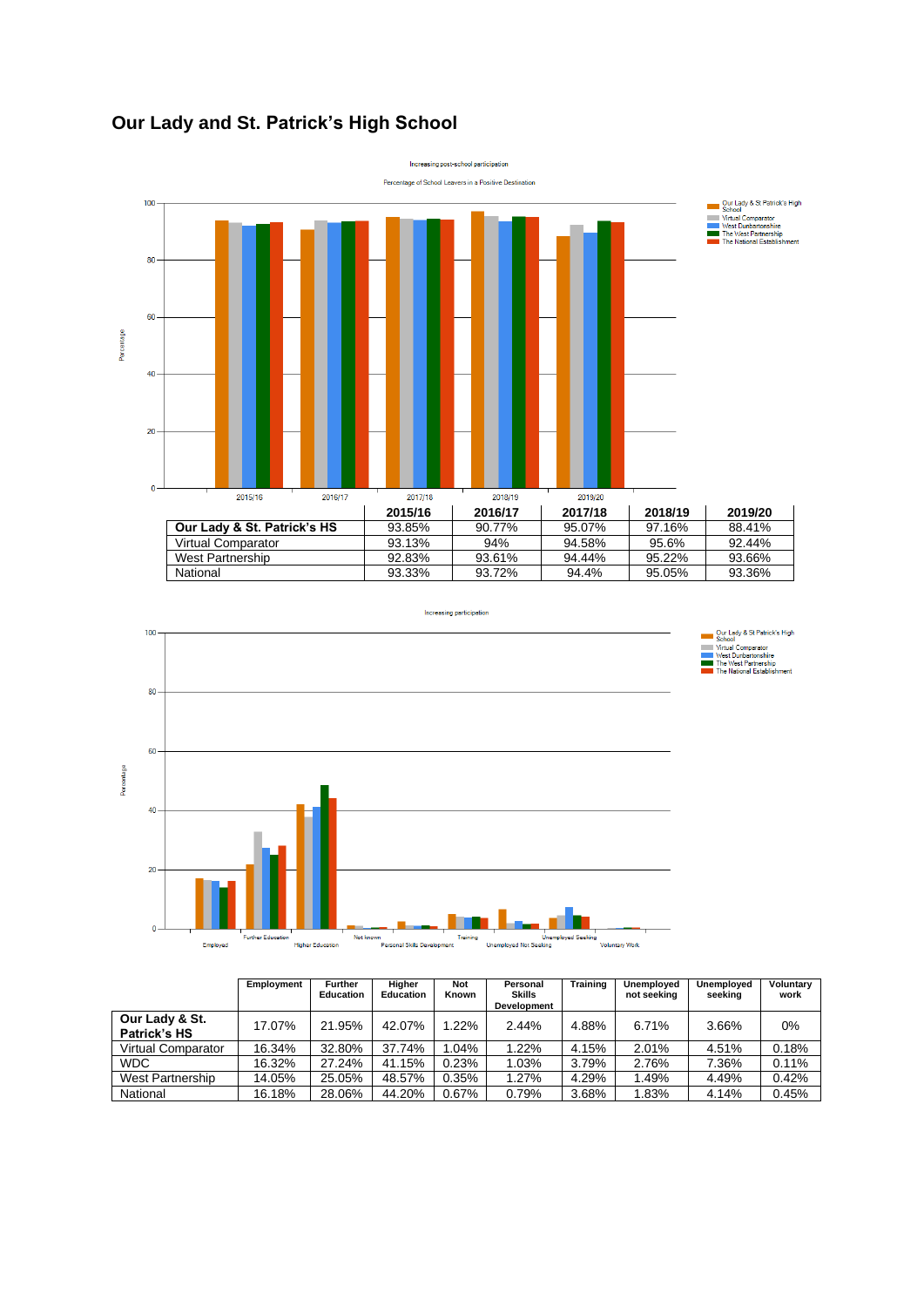## Our Lady and St. Patrick's High School

Increasing post-school participation

Percentage of School Leavers in a Positive Destination

| | 2015/16 | 2016/17 | 2017/18 | 2018/19 | 2019/20 |
|---|---|---|---|---|---|
| **Our Lady & St. Patrick's HS** | 93.85% | 90.77% | 95.07% | 97.16% | 88.41% |
| Virtual Comparator | 93.13% | 94% | 94.58% | 95.6% | 92.44% |
| West Partnership | 92.83% | 93.61% | 94.44% | 95.22% | 93.66% |
| National | 93.33% | 93.72% | 94.4% | 95.05% | 93.36% |

Increasing participation

| | Employment | Further Education | Higher Education | Not Known | Personal Skills Development | Training | Unemployed not seeking | Unemployed seeking | Voluntary work |
|---|---|---|---|---|---|---|---|---|---|
| **Our Lady & St. Patrick's HS** | 17.07% | 21.95% | 42.07% | 1.22% | 2.44% | 4.88% | 6.71% | 3.66% | 0% |
| Virtual Comparator | 16.34% | 32.80% | 37.74% | 1.04% | 1.22% | 4.15% | 2.01% | 4.51% | 0.18% |
| WDC | 16.32% | 27.24% | 41.15% | 0.23% | 1.03% | 3.79% | 2.76% | 7.36% | 0.11% |
| West Partnership | 14.05% | 25.05% | 48.57% | 0.35% | 1.27% | 4.29% | 1.49% | 4.49% | 0.42% |
| National | 16.18% | 28.06% | 44.20% | 0.67% | 0.79% | 3.68% | 1.83% | 4.14% | 0.45% |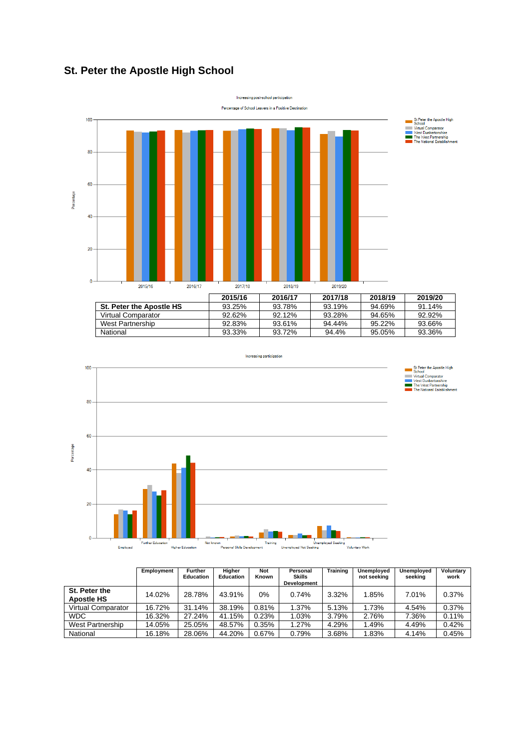## St. Peter the Apostle High School

Increasing post-school participation

Percentage of School Leavers in a Positive Destination

| | 2015/16 | 2016/17 | 2017/18 | 2018/19 | 2019/20 |
|---|---|---|---|---|---|
| **St. Peter the Apostle HS** | 93.25% | 93.78% | 93.19% | 94.69% | 91.14% |
| Virtual Comparator | 92.62% | 92.12% | 93.28% | 94.65% | 92.92% |
| West Partnership | 92.83% | 93.61% | 94.44% | 95.22% | 93.66% |
| National | 93.33% | 93.72% | 94.4% | 95.05% | 93.36% |

Increasing participation

| | Employment | Further Education | Higher Education | Not Known | Personal Skills Development | Training | Unemployed not seeking | Unemployed seeking | Voluntary work |
|---|---|---|---|---|---|---|---|---|---|
| **St. Peter the Apostle HS** | 14.02% | 28.78% | 43.91% | 0% | 0.74% | 3.32% | 1.85% | 7.01% | 0.37% |
| Virtual Comparator | 16.72% | 31.14% | 38.19% | 0.81% | 1.37% | 5.13% | 1.73% | 4.54% | 0.37% |
| WDC | 16.32% | 27.24% | 41.15% | 0.23% | 1.03% | 3.79% | 2.76% | 7.36% | 0.11% |
| West Partnership | 14.05% | 25.05% | 48.57% | 0.35% | 1.27% | 4.29% | 1.49% | 4.49% | 0.42% |
| National | 16.18% | 28.06% | 44.20% | 0.67% | 0.79% | 3.68% | 1.83% | 4.14% | 0.45% |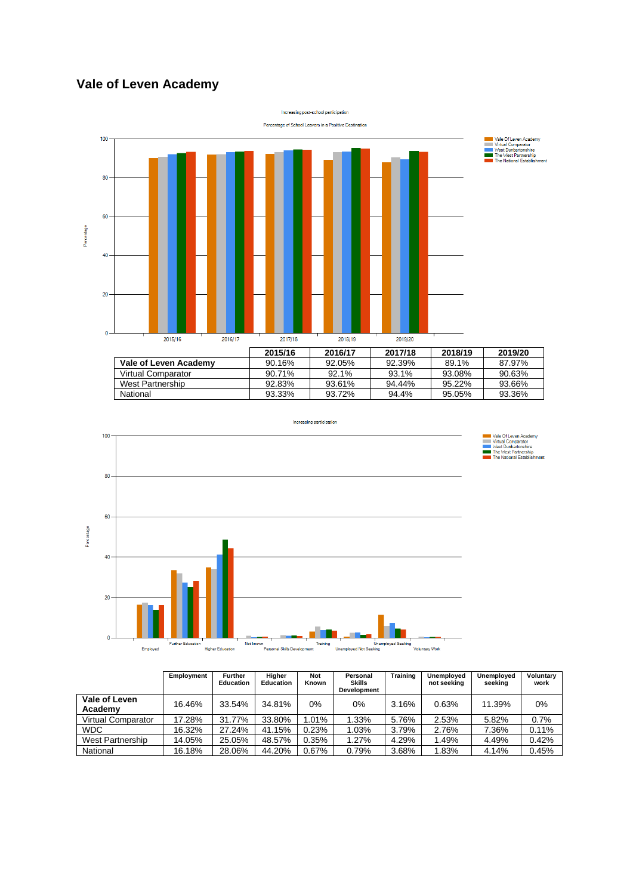# Vale of Leven Academy

|  | 2015/16 | 2016/17 | 2017/18 | 2018/19 | 2019/20 |
|---|---|---|---|---|---|
| **Vale of Leven Academy** | 90.16% | 92.05% | 92.39% | 89.1% | 87.97% |
| Virtual Comparator | 90.71% | 92.1% | 93.1% | 93.08% | 90.63% |
| West Partnership | 92.83% | 93.61% | 94.44% | 95.22% | 93.66% |
| National | 93.33% | 93.72% | 94.4% | 95.05% | 93.36% |

|  | Employment | Further Education | Higher Education | Not Known | Personal Skills Development | Training | Unemployed not seeking | Unemployed seeking | Voluntary work |
|---|---|---|---|---|---|---|---|---|---|
| **Vale of Leven Academy** | 16.46% | 33.54% | 34.81% | 0% | 0% | 3.16% | 0.63% | 11.39% | 0% |
| Virtual Comparator | 17.28% | 31.77% | 33.80% | 1.01% | 1.33% | 5.76% | 2.53% | 5.82% | 0.7% |
| WDC | 16.32% | 27.24% | 41.15% | 0.23% | 1.03% | 3.79% | 2.76% | 7.36% | 0.11% |
| West Partnership | 14.05% | 25.05% | 48.57% | 0.35% | 1.27% | 4.29% | 1.49% | 4.49% | 0.42% |
| National | 16.18% | 28.06% | 44.20% | 0.67% | 0.79% | 3.68% | 1.83% | 4.14% | 0.45% |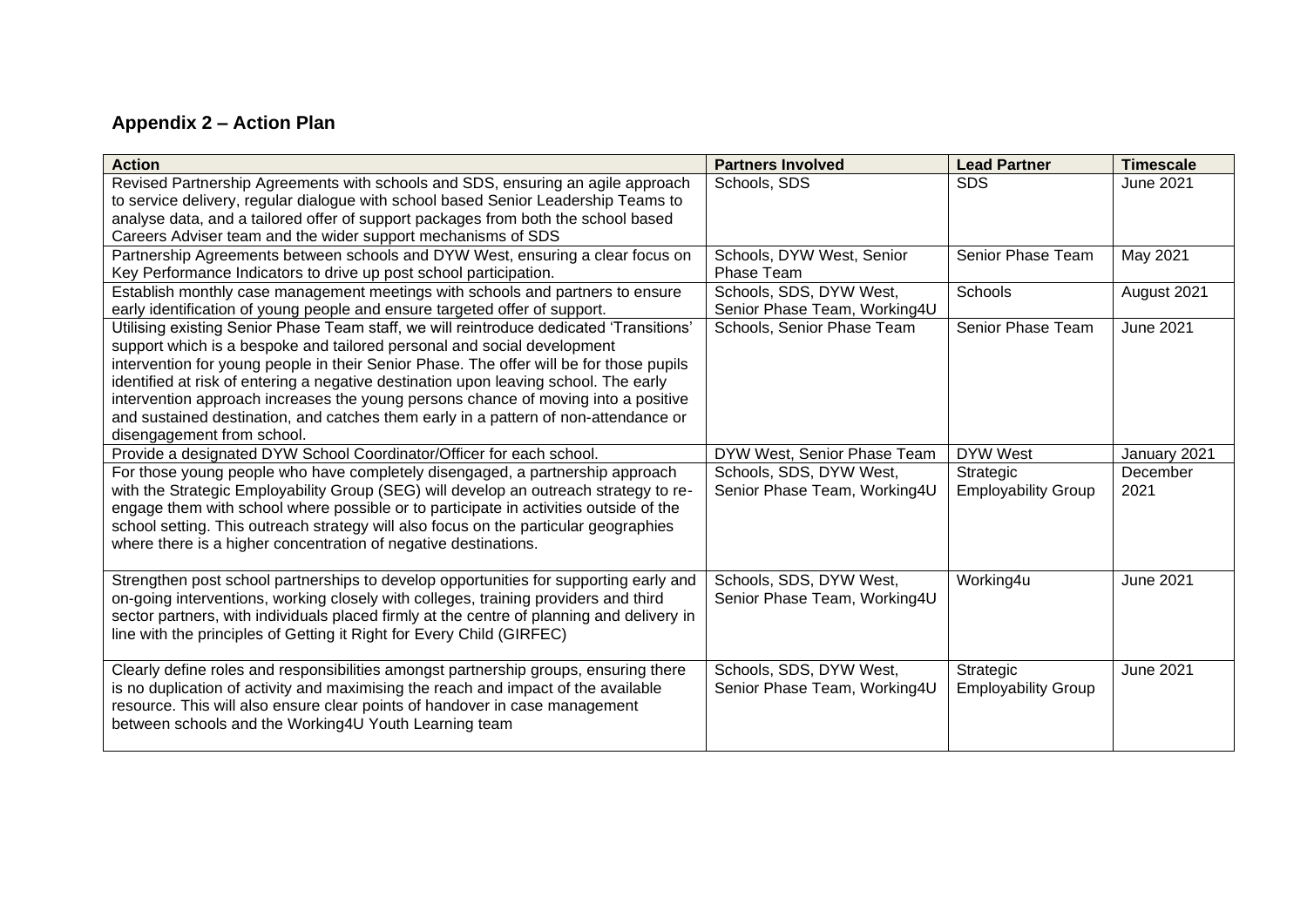## Appendix 2 – Action Plan

| Action | Partners Involved | Lead Partner | Timescale |
| --- | --- | --- | --- |
| Revised Partnership Agreements with schools and SDS, ensuring an agile approach to service delivery, regular dialogue with school based Senior Leadership Teams to analyse data, and a tailored offer of support packages from both the school based Careers Adviser team and the wider support mechanisms of SDS | Schools, SDS | SDS | June 2021 |
| Partnership Agreements between schools and DYW West, ensuring a clear focus on Key Performance Indicators to drive up post school participation. | Schools, DYW West, Senior Phase Team | Senior Phase Team | May 2021 |
| Establish monthly case management meetings with schools and partners to ensure early identification of young people and ensure targeted offer of support. | Schools, SDS, DYW West, Senior Phase Team, Working4U | Schools | August 2021 |
| Utilising existing Senior Phase Team staff, we will reintroduce dedicated 'Transitions' support which is a bespoke and tailored personal and social development intervention for young people in their Senior Phase. The offer will be for those pupils identified at risk of entering a negative destination upon leaving school. The early intervention approach increases the young persons chance of moving into a positive and sustained destination, and catches them early in a pattern of non-attendance or disengagement from school. | Schools, Senior Phase Team | Senior Phase Team | June 2021 |
| Provide a designated DYW School Coordinator/Officer for each school. | DYW West, Senior Phase Team | DYW West | January 2021 |
| For those young people who have completely disengaged, a partnership approach with the Strategic Employability Group (SEG) will develop an outreach strategy to re-engage them with school where possible or to participate in activities outside of the school setting. This outreach strategy will also focus on the particular geographies where there is a higher concentration of negative destinations. | Schools, SDS, DYW West, Senior Phase Team, Working4U | Strategic Employability Group | December 2021 |
| Strengthen post school partnerships to develop opportunities for supporting early and on-going interventions, working closely with colleges, training providers and third sector partners, with individuals placed firmly at the centre of planning and delivery in line with the principles of Getting it Right for Every Child (GIRFEC) | Schools, SDS, DYW West, Senior Phase Team, Working4U | Working4u | June 2021 |
| Clearly define roles and responsibilities amongst partnership groups, ensuring there is no duplication of activity and maximising the reach and impact of the available resource. This will also ensure clear points of handover in case management between schools and the Working4U Youth Learning team | Schools, SDS, DYW West, Senior Phase Team, Working4U | Strategic Employability Group | June 2021 |